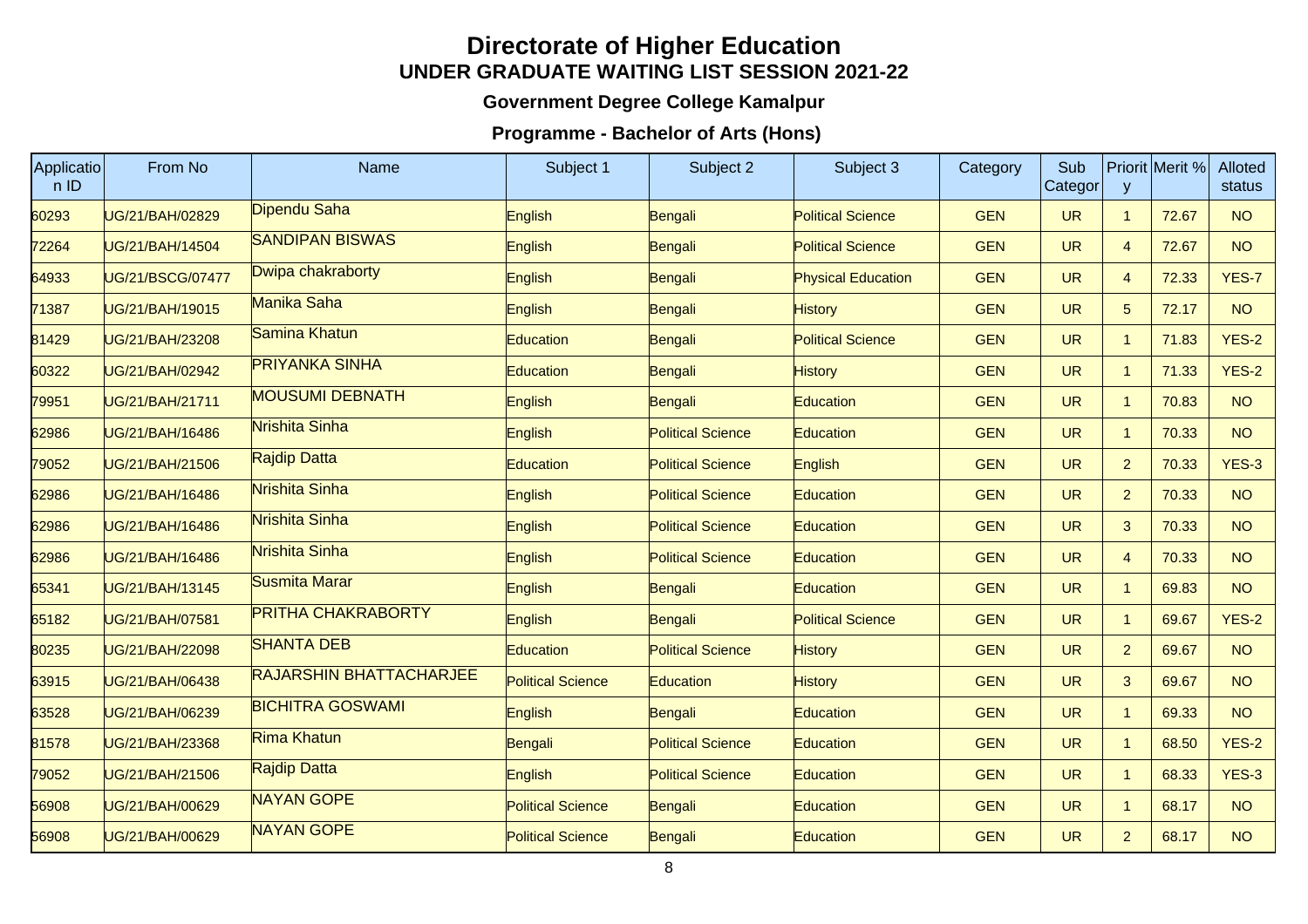# Directorate of Higher Education

## UNDER GRADUATE WAITING LIST SESSION 2021-22

### Government Degree College Kamalpur

### Programme - Bachelor of Arts (Hons)

| Application ID | From No | Name | Subject 1 | Subject 2 | Subject 3 | Category | Sub Category | Priority | Merit % | Alloted status |
|---|---|---|---|---|---|---|---|---|---|---|
| 60293 | UG/21/BAH/02829 | Dipendu Saha | English | Bengali | Political Science | GEN | UR | 1 | 72.67 | NO |
| 72264 | UG/21/BAH/14504 | SANDIPAN BISWAS | English | Bengali | Political Science | GEN | UR | 4 | 72.67 | NO |
| 64933 | UG/21/BSCG/07477 | Dwipa chakraborty | English | Bengali | Physical Education | GEN | UR | 4 | 72.33 | YES-7 |
| 71387 | UG/21/BAH/19015 | Manika Saha | English | Bengali | History | GEN | UR | 5 | 72.17 | NO |
| 81429 | UG/21/BAH/23208 | Samina Khatun | Education | Bengali | Political Science | GEN | UR | 1 | 71.83 | YES-2 |
| 60322 | UG/21/BAH/02942 | PRIYANKA SINHA | Education | Bengali | History | GEN | UR | 1 | 71.33 | YES-2 |
| 79951 | UG/21/BAH/21711 | MOUSUMI DEBNATH | English | Bengali | Education | GEN | UR | 1 | 70.83 | NO |
| 62986 | UG/21/BAH/16486 | Nrishita Sinha | English | Political Science | Education | GEN | UR | 1 | 70.33 | NO |
| 79052 | UG/21/BAH/21506 | Rajdip Datta | Education | Political Science | English | GEN | UR | 2 | 70.33 | YES-3 |
| 62986 | UG/21/BAH/16486 | Nrishita Sinha | English | Political Science | Education | GEN | UR | 2 | 70.33 | NO |
| 62986 | UG/21/BAH/16486 | Nrishita Sinha | English | Political Science | Education | GEN | UR | 3 | 70.33 | NO |
| 62986 | UG/21/BAH/16486 | Nrishita Sinha | English | Political Science | Education | GEN | UR | 4 | 70.33 | NO |
| 65341 | UG/21/BAH/13145 | Susmita Marar | English | Bengali | Education | GEN | UR | 1 | 69.83 | NO |
| 65182 | UG/21/BAH/07581 | PRITHA CHAKRABORTY | English | Bengali | Political Science | GEN | UR | 1 | 69.67 | YES-2 |
| 80235 | UG/21/BAH/22098 | SHANTA DEB | Education | Political Science | History | GEN | UR | 2 | 69.67 | NO |
| 63915 | UG/21/BAH/06438 | RAJARSHIN BHATTACHARJEE | Political Science | Education | History | GEN | UR | 3 | 69.67 | NO |
| 63528 | UG/21/BAH/06239 | BICHITRA GOSWAMI | English | Bengali | Education | GEN | UR | 1 | 69.33 | NO |
| 81578 | UG/21/BAH/23368 | Rima Khatun | Bengali | Political Science | Education | GEN | UR | 1 | 68.50 | YES-2 |
| 79052 | UG/21/BAH/21506 | Rajdip Datta | English | Political Science | Education | GEN | UR | 1 | 68.33 | YES-3 |
| 56908 | UG/21/BAH/00629 | NAYAN GOPE | Political Science | Bengali | Education | GEN | UR | 1 | 68.17 | NO |
| 56908 | UG/21/BAH/00629 | NAYAN GOPE | Political Science | Bengali | Education | GEN | UR | 2 | 68.17 | NO |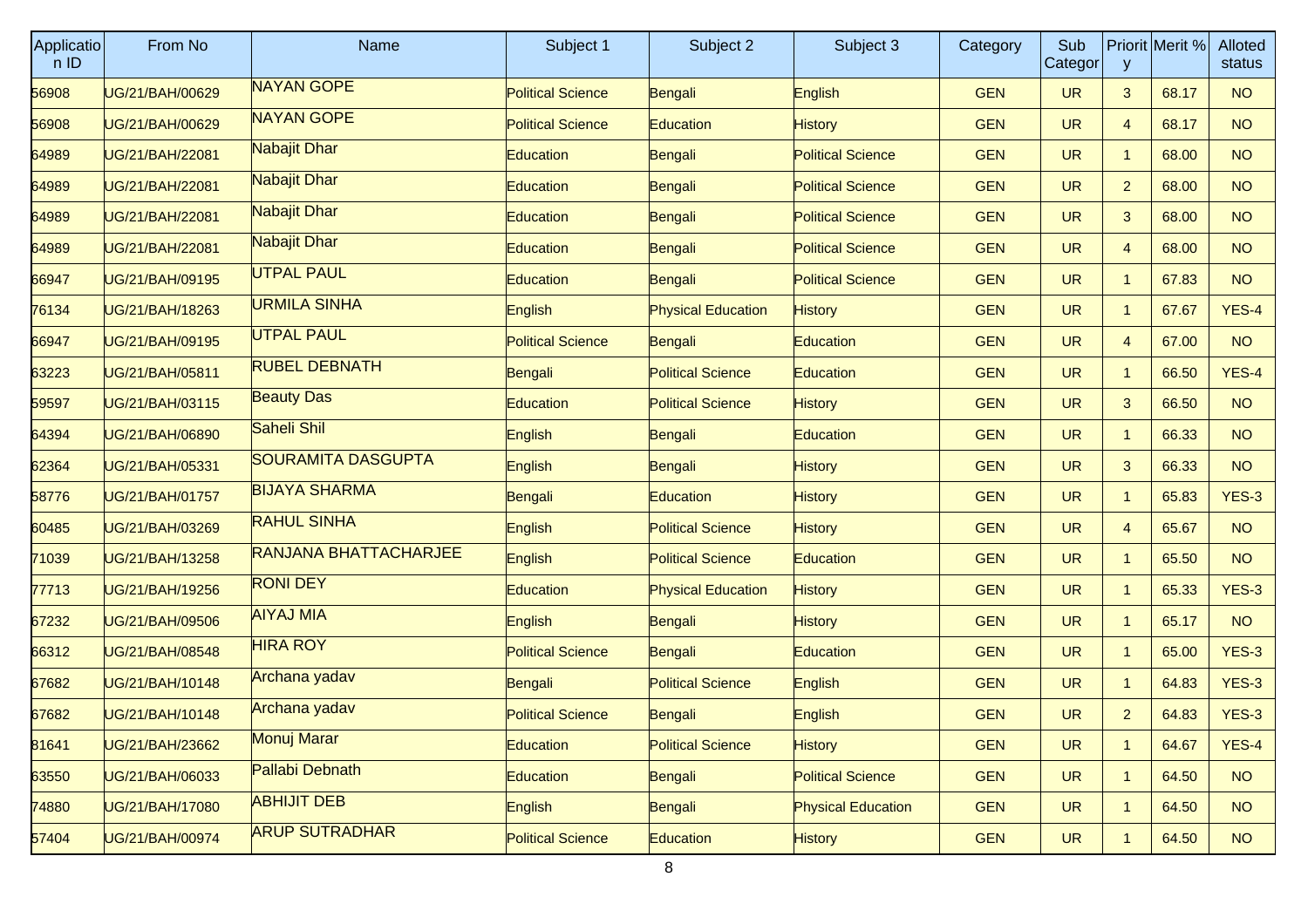| Application ID | From No | Name | Subject 1 | Subject 2 | Subject 3 | Category | Sub Category | Priority | Merit % | Alloted status |
|---|---|---|---|---|---|---|---|---|---|---|
| 56908 | UG/21/BAH/00629 | NAYAN GOPE | Political Science | Bengali | English | GEN | UR | 3 | 68.17 | NO |
| 56908 | UG/21/BAH/00629 | NAYAN GOPE | Political Science | Education | History | GEN | UR | 4 | 68.17 | NO |
| 64989 | UG/21/BAH/22081 | Nabajit Dhar | Education | Bengali | Political Science | GEN | UR | 1 | 68.00 | NO |
| 64989 | UG/21/BAH/22081 | Nabajit Dhar | Education | Bengali | Political Science | GEN | UR | 2 | 68.00 | NO |
| 64989 | UG/21/BAH/22081 | Nabajit Dhar | Education | Bengali | Political Science | GEN | UR | 3 | 68.00 | NO |
| 64989 | UG/21/BAH/22081 | Nabajit Dhar | Education | Bengali | Political Science | GEN | UR | 4 | 68.00 | NO |
| 66947 | UG/21/BAH/09195 | UTPAL PAUL | Education | Bengali | Political Science | GEN | UR | 1 | 67.83 | NO |
| 76134 | UG/21/BAH/18263 | URMILA SINHA | English | Physical Education | History | GEN | UR | 1 | 67.67 | YES-4 |
| 66947 | UG/21/BAH/09195 | UTPAL PAUL | Political Science | Bengali | Education | GEN | UR | 4 | 67.00 | NO |
| 63223 | UG/21/BAH/05811 | RUBEL DEBNATH | Bengali | Political Science | Education | GEN | UR | 1 | 66.50 | YES-4 |
| 59597 | UG/21/BAH/03115 | Beauty Das | Education | Political Science | History | GEN | UR | 3 | 66.50 | NO |
| 64394 | UG/21/BAH/06890 | Saheli Shil | English | Bengali | Education | GEN | UR | 1 | 66.33 | NO |
| 62364 | UG/21/BAH/05331 | SOURAMITA DASGUPTA | English | Bengali | History | GEN | UR | 3 | 66.33 | NO |
| 58776 | UG/21/BAH/01757 | BIJAYA SHARMA | Bengali | Education | History | GEN | UR | 1 | 65.83 | YES-3 |
| 60485 | UG/21/BAH/03269 | RAHUL SINHA | English | Political Science | History | GEN | UR | 4 | 65.67 | NO |
| 71039 | UG/21/BAH/13258 | RANJANA BHATTACHARJEE | English | Political Science | Education | GEN | UR | 1 | 65.50 | NO |
| 77713 | UG/21/BAH/19256 | RONI DEY | Education | Physical Education | History | GEN | UR | 1 | 65.33 | YES-3 |
| 67232 | UG/21/BAH/09506 | AIYAJ MIA | English | Bengali | History | GEN | UR | 1 | 65.17 | NO |
| 66312 | UG/21/BAH/08548 | HIRA ROY | Political Science | Bengali | Education | GEN | UR | 1 | 65.00 | YES-3 |
| 67682 | UG/21/BAH/10148 | Archana yadav | Bengali | Political Science | English | GEN | UR | 1 | 64.83 | YES-3 |
| 67682 | UG/21/BAH/10148 | Archana yadav | Political Science | Bengali | English | GEN | UR | 2 | 64.83 | YES-3 |
| 81641 | UG/21/BAH/23662 | Monuj Marar | Education | Political Science | History | GEN | UR | 1 | 64.67 | YES-4 |
| 63550 | UG/21/BAH/06033 | Pallabi Debnath | Education | Bengali | Political Science | GEN | UR | 1 | 64.50 | NO |
| 74880 | UG/21/BAH/17080 | ABHIJIT DEB | English | Bengali | Physical Education | GEN | UR | 1 | 64.50 | NO |
| 57404 | UG/21/BAH/00974 | ARUP SUTRADHAR | Political Science | Education | History | GEN | UR | 1 | 64.50 | NO |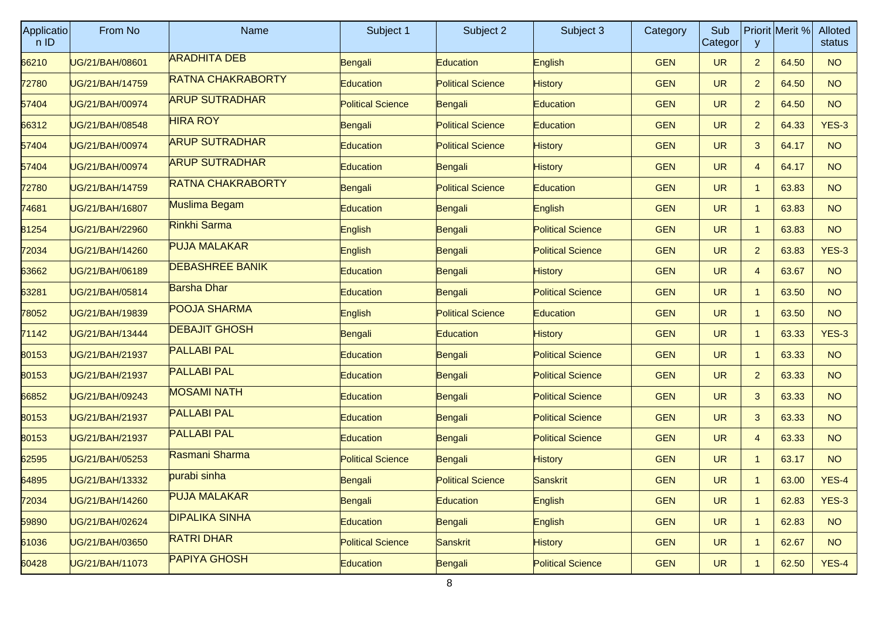| Application ID | From No | Name | Subject 1 | Subject 2 | Subject 3 | Category | Sub Category | Priority | Merit % | Alloted status |
|---|---|---|---|---|---|---|---|---|---|---|
| 66210 | UG/21/BAH/08601 | ARADHITA DEB | Bengali | Education | English | GEN | UR | 2 | 64.50 | NO |
| 72780 | UG/21/BAH/14759 | RATNA CHAKRABORTY | Education | Political Science | History | GEN | UR | 2 | 64.50 | NO |
| 57404 | UG/21/BAH/00974 | ARUP SUTRADHAR | Political Science | Bengali | Education | GEN | UR | 2 | 64.50 | NO |
| 66312 | UG/21/BAH/08548 | HIRA ROY | Bengali | Political Science | Education | GEN | UR | 2 | 64.33 | YES-3 |
| 57404 | UG/21/BAH/00974 | ARUP SUTRADHAR | Education | Political Science | History | GEN | UR | 3 | 64.17 | NO |
| 57404 | UG/21/BAH/00974 | ARUP SUTRADHAR | Education | Bengali | History | GEN | UR | 4 | 64.17 | NO |
| 72780 | UG/21/BAH/14759 | RATNA CHAKRABORTY | Bengali | Political Science | Education | GEN | UR | 1 | 63.83 | NO |
| 74681 | UG/21/BAH/16807 | Muslima Begam | Education | Bengali | English | GEN | UR | 1 | 63.83 | NO |
| 81254 | UG/21/BAH/22960 | Rinkhi Sarma | English | Bengali | Political Science | GEN | UR | 1 | 63.83 | NO |
| 72034 | UG/21/BAH/14260 | PUJA MALAKAR | English | Bengali | Political Science | GEN | UR | 2 | 63.83 | YES-3 |
| 63662 | UG/21/BAH/06189 | DEBASHREE BANIK | Education | Bengali | History | GEN | UR | 4 | 63.67 | NO |
| 63281 | UG/21/BAH/05814 | Barsha Dhar | Education | Bengali | Political Science | GEN | UR | 1 | 63.50 | NO |
| 78052 | UG/21/BAH/19839 | POOJA SHARMA | English | Political Science | Education | GEN | UR | 1 | 63.50 | NO |
| 71142 | UG/21/BAH/13444 | DEBAJIT GHOSH | Bengali | Education | History | GEN | UR | 1 | 63.33 | YES-3 |
| 80153 | UG/21/BAH/21937 | PALLABI PAL | Education | Bengali | Political Science | GEN | UR | 1 | 63.33 | NO |
| 80153 | UG/21/BAH/21937 | PALLABI PAL | Education | Bengali | Political Science | GEN | UR | 2 | 63.33 | NO |
| 66852 | UG/21/BAH/09243 | MOSAMI NATH | Education | Bengali | Political Science | GEN | UR | 3 | 63.33 | NO |
| 80153 | UG/21/BAH/21937 | PALLABI PAL | Education | Bengali | Political Science | GEN | UR | 3 | 63.33 | NO |
| 80153 | UG/21/BAH/21937 | PALLABI PAL | Education | Bengali | Political Science | GEN | UR | 4 | 63.33 | NO |
| 62595 | UG/21/BAH/05253 | Rasmani Sharma | Political Science | Bengali | History | GEN | UR | 1 | 63.17 | NO |
| 64895 | UG/21/BAH/13332 | purabi sinha | Bengali | Political Science | Sanskrit | GEN | UR | 1 | 63.00 | YES-4 |
| 72034 | UG/21/BAH/14260 | PUJA MALAKAR | Bengali | Education | English | GEN | UR | 1 | 62.83 | YES-3 |
| 59890 | UG/21/BAH/02624 | DIPALIKA SINHA | Education | Bengali | English | GEN | UR | 1 | 62.83 | NO |
| 61036 | UG/21/BAH/03650 | RATRI DHAR | Political Science | Sanskrit | History | GEN | UR | 1 | 62.67 | NO |
| 60428 | UG/21/BAH/11073 | PAPIYA GHOSH | Education | Bengali | Political Science | GEN | UR | 1 | 62.50 | YES-4 |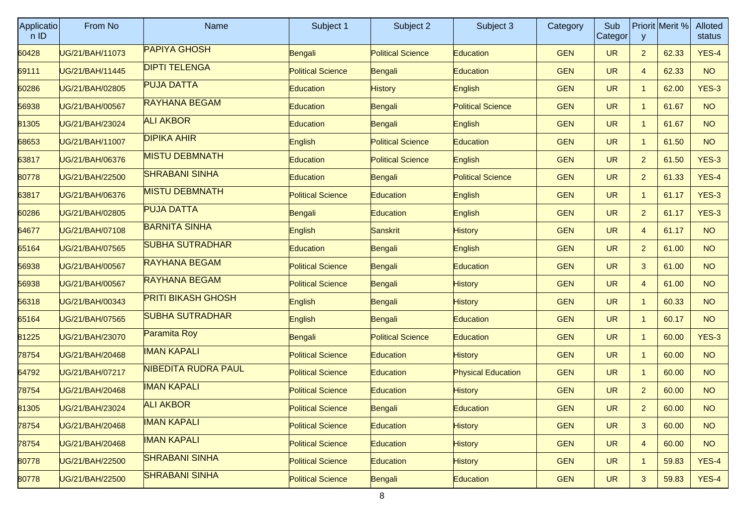| Application ID | From No | Name | Subject 1 | Subject 2 | Subject 3 | Category | Sub Category | Priority | Merit % | Alloted status |
|---|---|---|---|---|---|---|---|---|---|---|
| 60428 | UG/21/BAH/11073 | PAPIYA GHOSH | Bengali | Political Science | Education | GEN | UR | 2 | 62.33 | YES-4 |
| 69111 | UG/21/BAH/11445 | DIPTI TELENGA | Political Science | Bengali | Education | GEN | UR | 4 | 62.33 | NO |
| 60286 | UG/21/BAH/02805 | PUJA DATTA | Education | History | English | GEN | UR | 1 | 62.00 | YES-3 |
| 56938 | UG/21/BAH/00567 | RAYHANA BEGAM | Education | Bengali | Political Science | GEN | UR | 1 | 61.67 | NO |
| 81305 | UG/21/BAH/23024 | ALI AKBOR | Education | Bengali | English | GEN | UR | 1 | 61.67 | NO |
| 68653 | UG/21/BAH/11007 | DIPIKA AHIR | English | Political Science | Education | GEN | UR | 1 | 61.50 | NO |
| 63817 | UG/21/BAH/06376 | MISTU DEBMNATH | Education | Political Science | English | GEN | UR | 2 | 61.50 | YES-3 |
| 80778 | UG/21/BAH/22500 | SHRABANI SINHA | Education | Bengali | Political Science | GEN | UR | 2 | 61.33 | YES-4 |
| 63817 | UG/21/BAH/06376 | MISTU DEBMNATH | Political Science | Education | English | GEN | UR | 1 | 61.17 | YES-3 |
| 60286 | UG/21/BAH/02805 | PUJA DATTA | Bengali | Education | English | GEN | UR | 2 | 61.17 | YES-3 |
| 64677 | UG/21/BAH/07108 | BARNITA SINHA | English | Sanskrit | History | GEN | UR | 4 | 61.17 | NO |
| 65164 | UG/21/BAH/07565 | SUBHA SUTRADHAR | Education | Bengali | English | GEN | UR | 2 | 61.00 | NO |
| 56938 | UG/21/BAH/00567 | RAYHANA BEGAM | Political Science | Bengali | Education | GEN | UR | 3 | 61.00 | NO |
| 56938 | UG/21/BAH/00567 | RAYHANA BEGAM | Political Science | Bengali | History | GEN | UR | 4 | 61.00 | NO |
| 56318 | UG/21/BAH/00343 | PRITI BIKASH GHOSH | English | Bengali | History | GEN | UR | 1 | 60.33 | NO |
| 65164 | UG/21/BAH/07565 | SUBHA SUTRADHAR | English | Bengali | Education | GEN | UR | 1 | 60.17 | NO |
| 81225 | UG/21/BAH/23070 | Paramita Roy | Bengali | Political Science | Education | GEN | UR | 1 | 60.00 | YES-3 |
| 78754 | UG/21/BAH/20468 | IMAN KAPALI | Political Science | Education | History | GEN | UR | 1 | 60.00 | NO |
| 64792 | UG/21/BAH/07217 | NIBEDITA RUDRA PAUL | Political Science | Education | Physical Education | GEN | UR | 1 | 60.00 | NO |
| 78754 | UG/21/BAH/20468 | IMAN KAPALI | Political Science | Education | History | GEN | UR | 2 | 60.00 | NO |
| 81305 | UG/21/BAH/23024 | ALI AKBOR | Political Science | Bengali | Education | GEN | UR | 2 | 60.00 | NO |
| 78754 | UG/21/BAH/20468 | IMAN KAPALI | Political Science | Education | History | GEN | UR | 3 | 60.00 | NO |
| 78754 | UG/21/BAH/20468 | IMAN KAPALI | Political Science | Education | History | GEN | UR | 4 | 60.00 | NO |
| 80778 | UG/21/BAH/22500 | SHRABANI SINHA | Political Science | Education | History | GEN | UR | 1 | 59.83 | YES-4 |
| 80778 | UG/21/BAH/22500 | SHRABANI SINHA | Political Science | Bengali | Education | GEN | UR | 3 | 59.83 | YES-4 |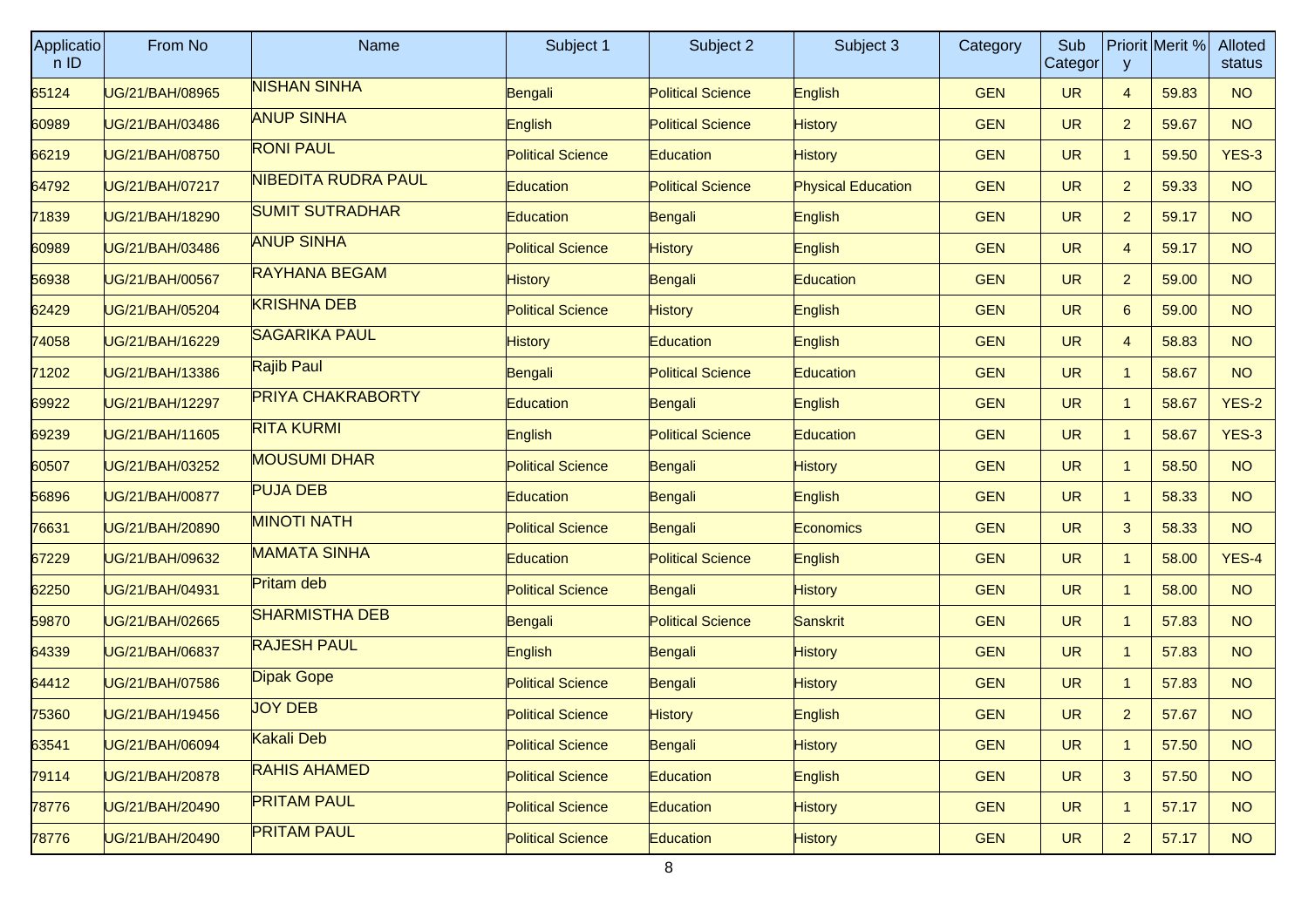| Application ID | From No | Name | Subject 1 | Subject 2 | Subject 3 | Category | Sub Category | Priority | Merit % | Alloted status |
|---|---|---|---|---|---|---|---|---|---|---|
| 65124 | UG/21/BAH/08965 | NISHAN SINHA | Bengali | Political Science | English | GEN | UR | 4 | 59.83 | NO |
| 60989 | UG/21/BAH/03486 | ANUP SINHA | English | Political Science | History | GEN | UR | 2 | 59.67 | NO |
| 66219 | UG/21/BAH/08750 | RONI PAUL | Political Science | Education | History | GEN | UR | 1 | 59.50 | YES-3 |
| 64792 | UG/21/BAH/07217 | NIBEDITA RUDRA PAUL | Education | Political Science | Physical Education | GEN | UR | 2 | 59.33 | NO |
| 71839 | UG/21/BAH/18290 | SUMIT SUTRADHAR | Education | Bengali | English | GEN | UR | 2 | 59.17 | NO |
| 60989 | UG/21/BAH/03486 | ANUP SINHA | Political Science | History | English | GEN | UR | 4 | 59.17 | NO |
| 56938 | UG/21/BAH/00567 | RAYHANA BEGAM | History | Bengali | Education | GEN | UR | 2 | 59.00 | NO |
| 62429 | UG/21/BAH/05204 | KRISHNA DEB | Political Science | History | English | GEN | UR | 6 | 59.00 | NO |
| 74058 | UG/21/BAH/16229 | SAGARIKA PAUL | History | Education | English | GEN | UR | 4 | 58.83 | NO |
| 71202 | UG/21/BAH/13386 | Rajib Paul | Bengali | Political Science | Education | GEN | UR | 1 | 58.67 | NO |
| 69922 | UG/21/BAH/12297 | PRIYA CHAKRABORTY | Education | Bengali | English | GEN | UR | 1 | 58.67 | YES-2 |
| 69239 | UG/21/BAH/11605 | RITA KURMI | English | Political Science | Education | GEN | UR | 1 | 58.67 | YES-3 |
| 60507 | UG/21/BAH/03252 | MOUSUMI DHAR | Political Science | Bengali | History | GEN | UR | 1 | 58.50 | NO |
| 56896 | UG/21/BAH/00877 | PUJA DEB | Education | Bengali | English | GEN | UR | 1 | 58.33 | NO |
| 76631 | UG/21/BAH/20890 | MINOTI NATH | Political Science | Bengali | Economics | GEN | UR | 3 | 58.33 | NO |
| 67229 | UG/21/BAH/09632 | MAMATA SINHA | Education | Political Science | English | GEN | UR | 1 | 58.00 | YES-4 |
| 62250 | UG/21/BAH/04931 | Pritam deb | Political Science | Bengali | History | GEN | UR | 1 | 58.00 | NO |
| 59870 | UG/21/BAH/02665 | SHARMISTHA DEB | Bengali | Political Science | Sanskrit | GEN | UR | 1 | 57.83 | NO |
| 64339 | UG/21/BAH/06837 | RAJESH PAUL | English | Bengali | History | GEN | UR | 1 | 57.83 | NO |
| 64412 | UG/21/BAH/07586 | Dipak Gope | Political Science | Bengali | History | GEN | UR | 1 | 57.83 | NO |
| 75360 | UG/21/BAH/19456 | JOY DEB | Political Science | History | English | GEN | UR | 2 | 57.67 | NO |
| 63541 | UG/21/BAH/06094 | Kakali Deb | Political Science | Bengali | History | GEN | UR | 1 | 57.50 | NO |
| 79114 | UG/21/BAH/20878 | RAHIS AHAMED | Political Science | Education | English | GEN | UR | 3 | 57.50 | NO |
| 78776 | UG/21/BAH/20490 | PRITAM PAUL | Political Science | Education | History | GEN | UR | 1 | 57.17 | NO |
| 78776 | UG/21/BAH/20490 | PRITAM PAUL | Political Science | Education | History | GEN | UR | 2 | 57.17 | NO |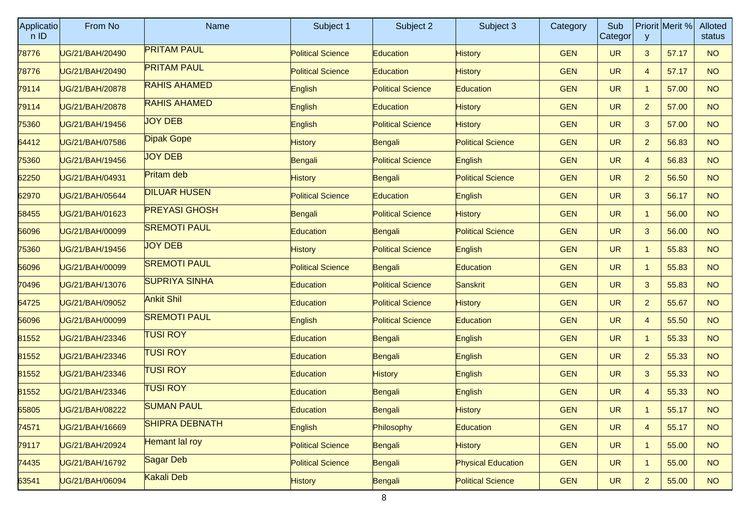| Application ID | From No | Name | Subject 1 | Subject 2 | Subject 3 | Category | Sub Category | Priority | Merit % | Alloted status |
|---|---|---|---|---|---|---|---|---|---|---|
| 78776 | UG/21/BAH/20490 | PRITAM PAUL | Political Science | Education | History | GEN | UR | 3 | 57.17 | NO |
| 78776 | UG/21/BAH/20490 | PRITAM PAUL | Political Science | Education | History | GEN | UR | 4 | 57.17 | NO |
| 79114 | UG/21/BAH/20878 | RAHIS AHAMED | English | Political Science | Education | GEN | UR | 1 | 57.00 | NO |
| 79114 | UG/21/BAH/20878 | RAHIS AHAMED | English | Education | History | GEN | UR | 2 | 57.00 | NO |
| 75360 | UG/21/BAH/19456 | JOY DEB | English | Political Science | History | GEN | UR | 3 | 57.00 | NO |
| 64412 | UG/21/BAH/07586 | Dipak Gope | History | Bengali | Political Science | GEN | UR | 2 | 56.83 | NO |
| 75360 | UG/21/BAH/19456 | JOY DEB | Bengali | Political Science | English | GEN | UR | 4 | 56.83 | NO |
| 62250 | UG/21/BAH/04931 | Pritam deb | History | Bengali | Political Science | GEN | UR | 2 | 56.50 | NO |
| 62970 | UG/21/BAH/05644 | DILUAR HUSEN | Political Science | Education | English | GEN | UR | 3 | 56.17 | NO |
| 58455 | UG/21/BAH/01623 | PREYASI GHOSH | Bengali | Political Science | History | GEN | UR | 1 | 56.00 | NO |
| 56096 | UG/21/BAH/00099 | SREMOTI PAUL | Education | Bengali | Political Science | GEN | UR | 3 | 56.00 | NO |
| 75360 | UG/21/BAH/19456 | JOY DEB | History | Political Science | English | GEN | UR | 1 | 55.83 | NO |
| 56096 | UG/21/BAH/00099 | SREMOTI PAUL | Political Science | Bengali | Education | GEN | UR | 1 | 55.83 | NO |
| 70496 | UG/21/BAH/13076 | SUPRIYA SINHA | Education | Political Science | Sanskrit | GEN | UR | 3 | 55.83 | NO |
| 64725 | UG/21/BAH/09052 | Ankit Shil | Education | Political Science | History | GEN | UR | 2 | 55.67 | NO |
| 56096 | UG/21/BAH/00099 | SREMOTI PAUL | English | Political Science | Education | GEN | UR | 4 | 55.50 | NO |
| 81552 | UG/21/BAH/23346 | TUSI ROY | Education | Bengali | English | GEN | UR | 1 | 55.33 | NO |
| 81552 | UG/21/BAH/23346 | TUSI ROY | Education | Bengali | English | GEN | UR | 2 | 55.33 | NO |
| 81552 | UG/21/BAH/23346 | TUSI ROY | Education | History | English | GEN | UR | 3 | 55.33 | NO |
| 81552 | UG/21/BAH/23346 | TUSI ROY | Education | Bengali | English | GEN | UR | 4 | 55.33 | NO |
| 65805 | UG/21/BAH/08222 | SUMAN PAUL | Education | Bengali | History | GEN | UR | 1 | 55.17 | NO |
| 74571 | UG/21/BAH/16669 | SHIPRA DEBNATH | English | Philosophy | Education | GEN | UR | 4 | 55.17 | NO |
| 79117 | UG/21/BAH/20924 | Hemant lal roy | Political Science | Bengali | History | GEN | UR | 1 | 55.00 | NO |
| 74435 | UG/21/BAH/16792 | Sagar Deb | Political Science | Bengali | Physical Education | GEN | UR | 1 | 55.00 | NO |
| 63541 | UG/21/BAH/06094 | Kakali Deb | History | Bengali | Political Science | GEN | UR | 2 | 55.00 | NO |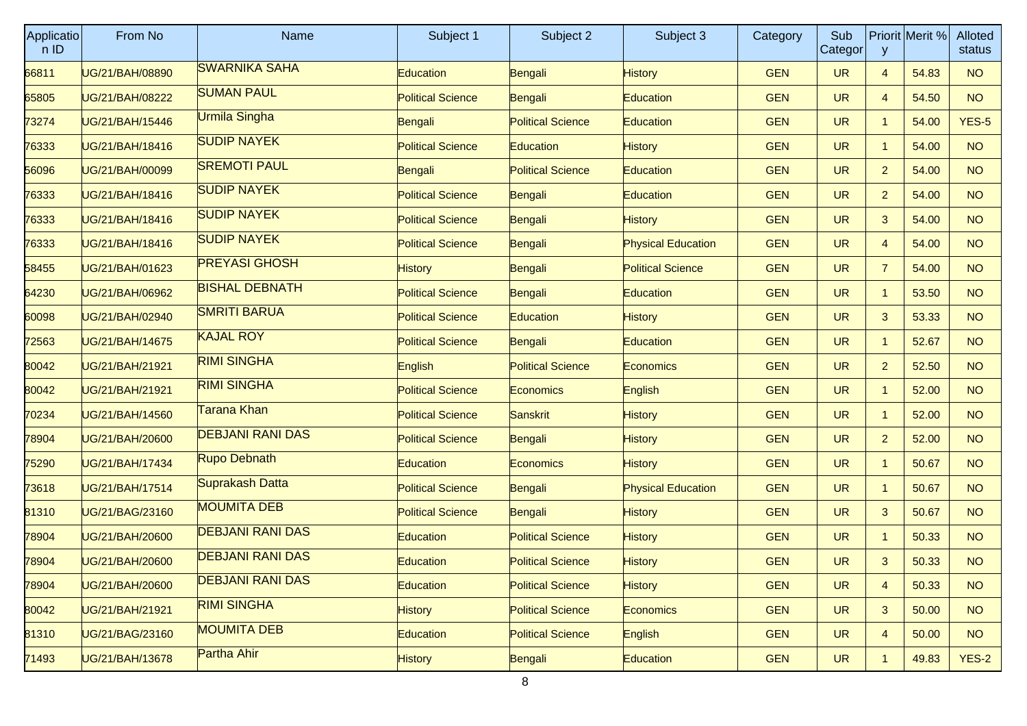| Application ID | From No | Name | Subject 1 | Subject 2 | Subject 3 | Category | Sub Category | Priority | Merit % | Alloted status |
|---|---|---|---|---|---|---|---|---|---|---|
| 66811 | UG/21/BAH/08890 | SWARNIKA SAHA | Education | Bengali | History | GEN | UR | 4 | 54.83 | NO |
| 65805 | UG/21/BAH/08222 | SUMAN PAUL | Political Science | Bengali | Education | GEN | UR | 4 | 54.50 | NO |
| 73274 | UG/21/BAH/15446 | Urmila Singha | Bengali | Political Science | Education | GEN | UR | 1 | 54.00 | YES-5 |
| 76333 | UG/21/BAH/18416 | SUDIP NAYEK | Political Science | Education | History | GEN | UR | 1 | 54.00 | NO |
| 56096 | UG/21/BAH/00099 | SREMOTI PAUL | Bengali | Political Science | Education | GEN | UR | 2 | 54.00 | NO |
| 76333 | UG/21/BAH/18416 | SUDIP NAYEK | Political Science | Bengali | Education | GEN | UR | 2 | 54.00 | NO |
| 76333 | UG/21/BAH/18416 | SUDIP NAYEK | Political Science | Bengali | History | GEN | UR | 3 | 54.00 | NO |
| 76333 | UG/21/BAH/18416 | SUDIP NAYEK | Political Science | Bengali | Physical Education | GEN | UR | 4 | 54.00 | NO |
| 58455 | UG/21/BAH/01623 | PREYASI GHOSH | History | Bengali | Political Science | GEN | UR | 7 | 54.00 | NO |
| 64230 | UG/21/BAH/06962 | BISHAL DEBNATH | Political Science | Bengali | Education | GEN | UR | 1 | 53.50 | NO |
| 60098 | UG/21/BAH/02940 | SMRITI BARUA | Political Science | Education | History | GEN | UR | 3 | 53.33 | NO |
| 72563 | UG/21/BAH/14675 | KAJAL ROY | Political Science | Bengali | Education | GEN | UR | 1 | 52.67 | NO |
| 80042 | UG/21/BAH/21921 | RIMI SINGHA | English | Political Science | Economics | GEN | UR | 2 | 52.50 | NO |
| 80042 | UG/21/BAH/21921 | RIMI SINGHA | Political Science | Economics | English | GEN | UR | 1 | 52.00 | NO |
| 70234 | UG/21/BAH/14560 | Tarana Khan | Political Science | Sanskrit | History | GEN | UR | 1 | 52.00 | NO |
| 78904 | UG/21/BAH/20600 | DEBJANI RANI DAS | Political Science | Bengali | History | GEN | UR | 2 | 52.00 | NO |
| 75290 | UG/21/BAH/17434 | Rupo Debnath | Education | Economics | History | GEN | UR | 1 | 50.67 | NO |
| 73618 | UG/21/BAH/17514 | Suprakash Datta | Political Science | Bengali | Physical Education | GEN | UR | 1 | 50.67 | NO |
| 81310 | UG/21/BAG/23160 | MOUMITA DEB | Political Science | Bengali | History | GEN | UR | 3 | 50.67 | NO |
| 78904 | UG/21/BAH/20600 | DEBJANI RANI DAS | Education | Political Science | History | GEN | UR | 1 | 50.33 | NO |
| 78904 | UG/21/BAH/20600 | DEBJANI RANI DAS | Education | Political Science | History | GEN | UR | 3 | 50.33 | NO |
| 78904 | UG/21/BAH/20600 | DEBJANI RANI DAS | Education | Political Science | History | GEN | UR | 4 | 50.33 | NO |
| 80042 | UG/21/BAH/21921 | RIMI SINGHA | History | Political Science | Economics | GEN | UR | 3 | 50.00 | NO |
| 81310 | UG/21/BAG/23160 | MOUMITA DEB | Education | Political Science | English | GEN | UR | 4 | 50.00 | NO |
| 71493 | UG/21/BAH/13678 | Partha Ahir | History | Bengali | Education | GEN | UR | 1 | 49.83 | YES-2 |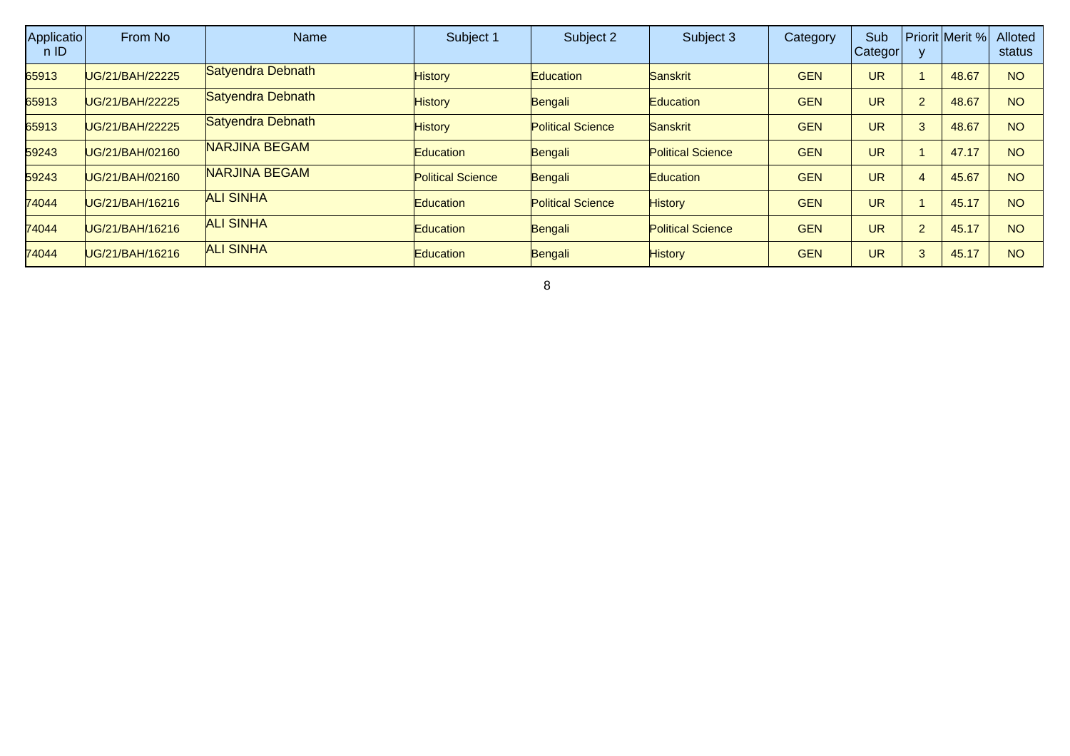| Application ID | From No | Name | Subject 1 | Subject 2 | Subject 3 | Category | Sub Category | Priority | Merit % | Alloted status |
|---|---|---|---|---|---|---|---|---|---|---|
| 65913 | UG/21/BAH/22225 | Satyendra Debnath | History | Education | Sanskrit | GEN | UR | 1 | 48.67 | NO |
| 65913 | UG/21/BAH/22225 | Satyendra Debnath | History | Bengali | Education | GEN | UR | 2 | 48.67 | NO |
| 65913 | UG/21/BAH/22225 | Satyendra Debnath | History | Political Science | Sanskrit | GEN | UR | 3 | 48.67 | NO |
| 59243 | UG/21/BAH/02160 | NARJINA BEGAM | Education | Bengali | Political Science | GEN | UR | 1 | 47.17 | NO |
| 59243 | UG/21/BAH/02160 | NARJINA BEGAM | Political Science | Bengali | Education | GEN | UR | 4 | 45.67 | NO |
| 74044 | UG/21/BAH/16216 | ALI SINHA | Education | Political Science | History | GEN | UR | 1 | 45.17 | NO |
| 74044 | UG/21/BAH/16216 | ALI SINHA | Education | Bengali | Political Science | GEN | UR | 2 | 45.17 | NO |
| 74044 | UG/21/BAH/16216 | ALI SINHA | Education | Bengali | History | GEN | UR | 3 | 45.17 | NO |